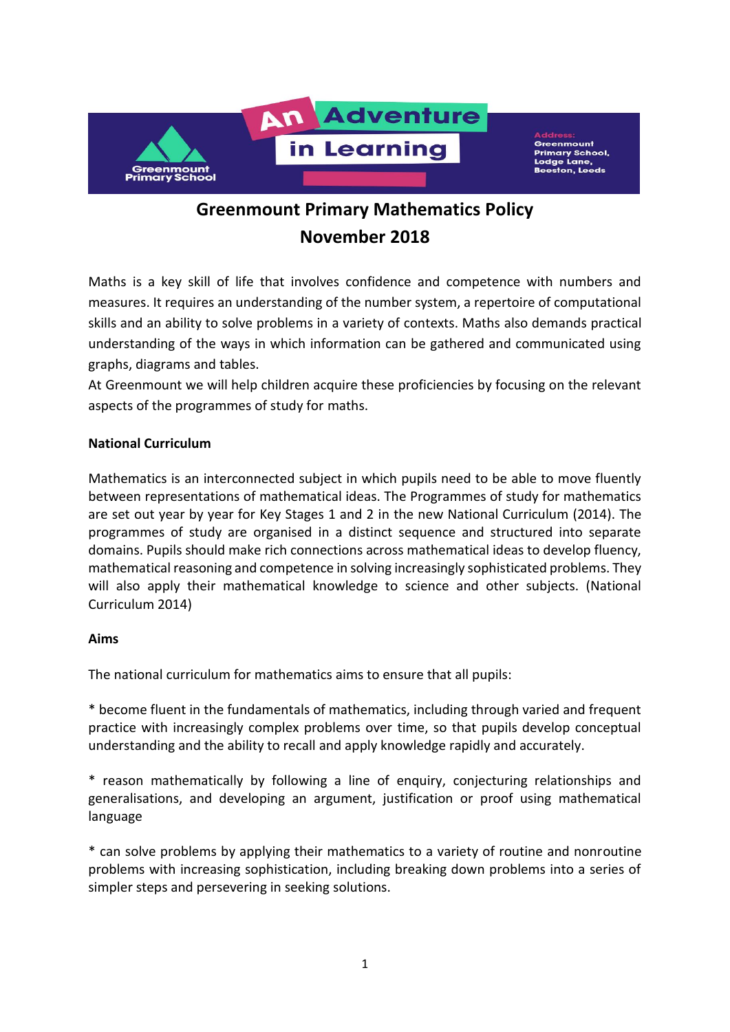Greenmount Primary School

An Adventure in Learning

Address: Greenmount Primary School, Lodge Lane, Beeston, Leeds

# Greenmount Primary Mathematics Policy
# November 2018

Maths is a key skill of life that involves confidence and competence with numbers and measures. It requires an understanding of the number system, a repertoire of computational skills and an ability to solve problems in a variety of contexts. Maths also demands practical understanding of the ways in which information can be gathered and communicated using graphs, diagrams and tables.
At Greenmount we will help children acquire these proficiencies by focusing on the relevant aspects of the programmes of study for maths.

**National Curriculum**

Mathematics is an interconnected subject in which pupils need to be able to move fluently between representations of mathematical ideas. The Programmes of study for mathematics are set out year by year for Key Stages 1 and 2 in the new National Curriculum (2014). The programmes of study are organised in a distinct sequence and structured into separate domains. Pupils should make rich connections across mathematical ideas to develop fluency, mathematical reasoning and competence in solving increasingly sophisticated problems. They will also apply their mathematical knowledge to science and other subjects. (National Curriculum 2014)

**Aims**

The national curriculum for mathematics aims to ensure that all pupils:

* become fluent in the fundamentals of mathematics, including through varied and frequent practice with increasingly complex problems over time, so that pupils develop conceptual understanding and the ability to recall and apply knowledge rapidly and accurately.

* reason mathematically by following a line of enquiry, conjecturing relationships and generalisations, and developing an argument, justification or proof using mathematical language

* can solve problems by applying their mathematics to a variety of routine and nonroutine problems with increasing sophistication, including breaking down problems into a series of simpler steps and persevering in seeking solutions.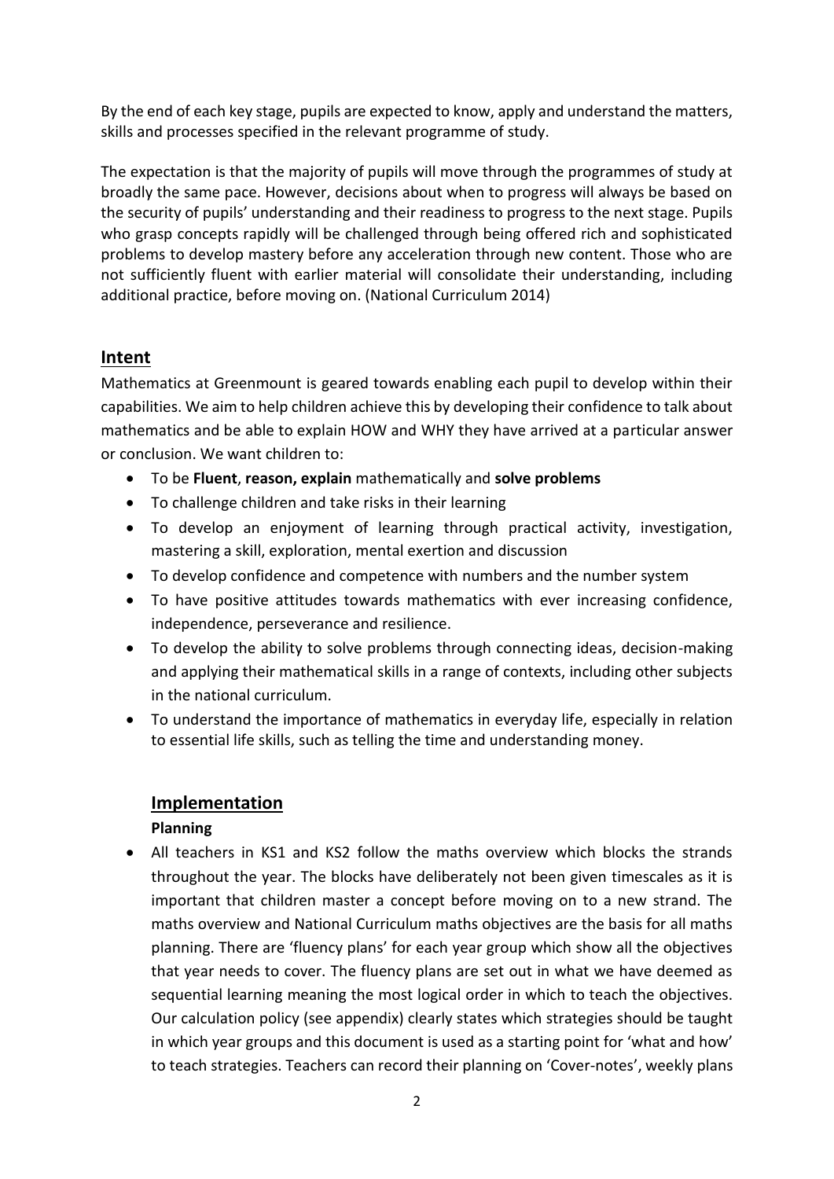By the end of each key stage, pupils are expected to know, apply and understand the matters, skills and processes specified in the relevant programme of study.

The expectation is that the majority of pupils will move through the programmes of study at broadly the same pace. However, decisions about when to progress will always be based on the security of pupils' understanding and their readiness to progress to the next stage. Pupils who grasp concepts rapidly will be challenged through being offered rich and sophisticated problems to develop mastery before any acceleration through new content. Those who are not sufficiently fluent with earlier material will consolidate their understanding, including additional practice, before moving on. (National Curriculum 2014)

## Intent

Mathematics at Greenmount is geared towards enabling each pupil to develop within their capabilities. We aim to help children achieve this by developing their confidence to talk about mathematics and be able to explain HOW and WHY they have arrived at a particular answer or conclusion. We want children to:

- To be **Fluent**, **reason, explain** mathematically and **solve problems**
- To challenge children and take risks in their learning
- To develop an enjoyment of learning through practical activity, investigation, mastering a skill, exploration, mental exertion and discussion
- To develop confidence and competence with numbers and the number system
- To have positive attitudes towards mathematics with ever increasing confidence, independence, perseverance and resilience.
- To develop the ability to solve problems through connecting ideas, decision-making and applying their mathematical skills in a range of contexts, including other subjects in the national curriculum.
- To understand the importance of mathematics in everyday life, especially in relation to essential life skills, such as telling the time and understanding money.

## Implementation

**Planning**

- All teachers in KS1 and KS2 follow the maths overview which blocks the strands throughout the year. The blocks have deliberately not been given timescales as it is important that children master a concept before moving on to a new strand. The maths overview and National Curriculum maths objectives are the basis for all maths planning. There are 'fluency plans' for each year group which show all the objectives that year needs to cover. The fluency plans are set out in what we have deemed as sequential learning meaning the most logical order in which to teach the objectives. Our calculation policy (see appendix) clearly states which strategies should be taught in which year groups and this document is used as a starting point for 'what and how' to teach strategies. Teachers can record their planning on 'Cover-notes', weekly plans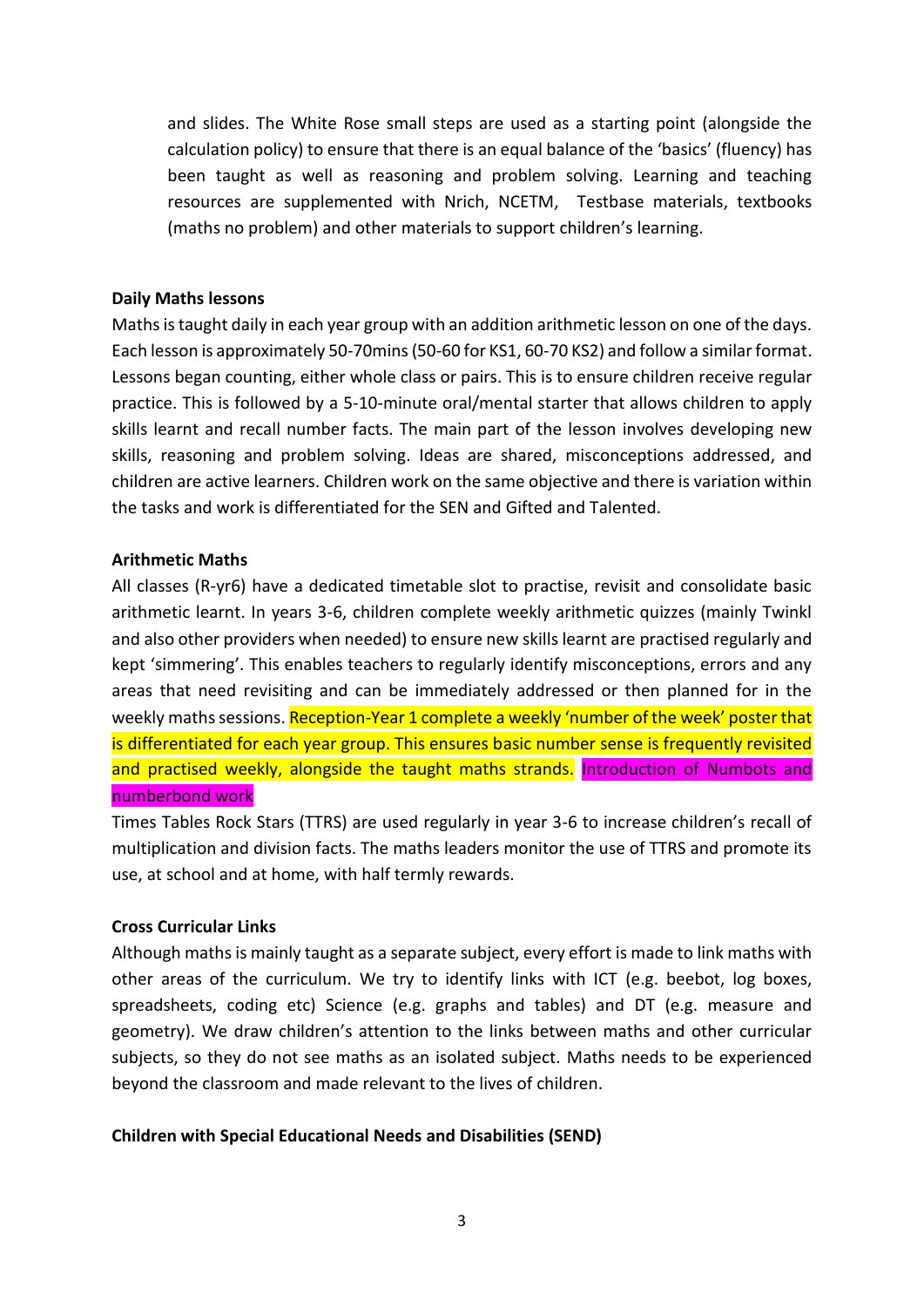and slides. The White Rose small steps are used as a starting point (alongside the calculation policy) to ensure that there is an equal balance of the 'basics' (fluency) has been taught as well as reasoning and problem solving. Learning and teaching resources are supplemented with Nrich, NCETM, Testbase materials, textbooks (maths no problem) and other materials to support children's learning.

**Daily Maths lessons**

Maths is taught daily in each year group with an addition arithmetic lesson on one of the days. Each lesson is approximately 50-70mins (50-60 for KS1, 60-70 KS2) and follow a similar format. Lessons began counting, either whole class or pairs. This is to ensure children receive regular practice. This is followed by a 5-10-minute oral/mental starter that allows children to apply skills learnt and recall number facts. The main part of the lesson involves developing new skills, reasoning and problem solving. Ideas are shared, misconceptions addressed, and children are active learners. Children work on the same objective and there is variation within the tasks and work is differentiated for the SEN and Gifted and Talented.

**Arithmetic Maths**

All classes (R-yr6) have a dedicated timetable slot to practise, revisit and consolidate basic arithmetic learnt. In years 3-6, children complete weekly arithmetic quizzes (mainly Twinkl and also other providers when needed) to ensure new skills learnt are practised regularly and kept 'simmering'. This enables teachers to regularly identify misconceptions, errors and any areas that need revisiting and can be immediately addressed or then planned for in the weekly maths sessions. Reception-Year 1 complete a weekly 'number of the week' poster that is differentiated for each year group. This ensures basic number sense is frequently revisited and practised weekly, alongside the taught maths strands. Introduction of Numbots and numberbond work

Times Tables Rock Stars (TTRS) are used regularly in year 3-6 to increase children's recall of multiplication and division facts. The maths leaders monitor the use of TTRS and promote its use, at school and at home, with half termly rewards.

**Cross Curricular Links**

Although maths is mainly taught as a separate subject, every effort is made to link maths with other areas of the curriculum. We try to identify links with ICT (e.g. beebot, log boxes, spreadsheets, coding etc) Science (e.g. graphs and tables) and DT (e.g. measure and geometry). We draw children's attention to the links between maths and other curricular subjects, so they do not see maths as an isolated subject. Maths needs to be experienced beyond the classroom and made relevant to the lives of children.

**Children with Special Educational Needs and Disabilities (SEND)**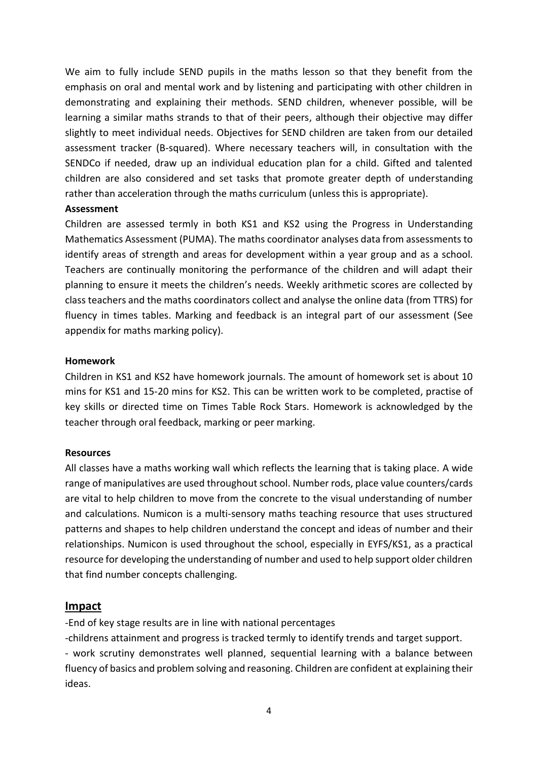We aim to fully include SEND pupils in the maths lesson so that they benefit from the emphasis on oral and mental work and by listening and participating with other children in demonstrating and explaining their methods. SEND children, whenever possible, will be learning a similar maths strands to that of their peers, although their objective may differ slightly to meet individual needs. Objectives for SEND children are taken from our detailed assessment tracker (B-squared). Where necessary teachers will, in consultation with the SENDCo if needed, draw up an individual education plan for a child. Gifted and talented children are also considered and set tasks that promote greater depth of understanding rather than acceleration through the maths curriculum (unless this is appropriate).

**Assessment**

Children are assessed termly in both KS1 and KS2 using the Progress in Understanding Mathematics Assessment (PUMA). The maths coordinator analyses data from assessments to identify areas of strength and areas for development within a year group and as a school. Teachers are continually monitoring the performance of the children and will adapt their planning to ensure it meets the children's needs. Weekly arithmetic scores are collected by class teachers and the maths coordinators collect and analyse the online data (from TTRS) for fluency in times tables. Marking and feedback is an integral part of our assessment (See appendix for maths marking policy).

**Homework**

Children in KS1 and KS2 have homework journals. The amount of homework set is about 10 mins for KS1 and 15-20 mins for KS2. This can be written work to be completed, practise of key skills or directed time on Times Table Rock Stars. Homework is acknowledged by the teacher through oral feedback, marking or peer marking.

**Resources**

All classes have a maths working wall which reflects the learning that is taking place. A wide range of manipulatives are used throughout school. Number rods, place value counters/cards are vital to help children to move from the concrete to the visual understanding of number and calculations. Numicon is a multi-sensory maths teaching resource that uses structured patterns and shapes to help children understand the concept and ideas of number and their relationships. Numicon is used throughout the school, especially in EYFS/KS1, as a practical resource for developing the understanding of number and used to help support older children that find number concepts challenging.

## Impact

-End of key stage results are in line with national percentages

-childrens attainment and progress is tracked termly to identify trends and target support.

- work scrutiny demonstrates well planned, sequential learning with a balance between fluency of basics and problem solving and reasoning. Children are confident at explaining their ideas.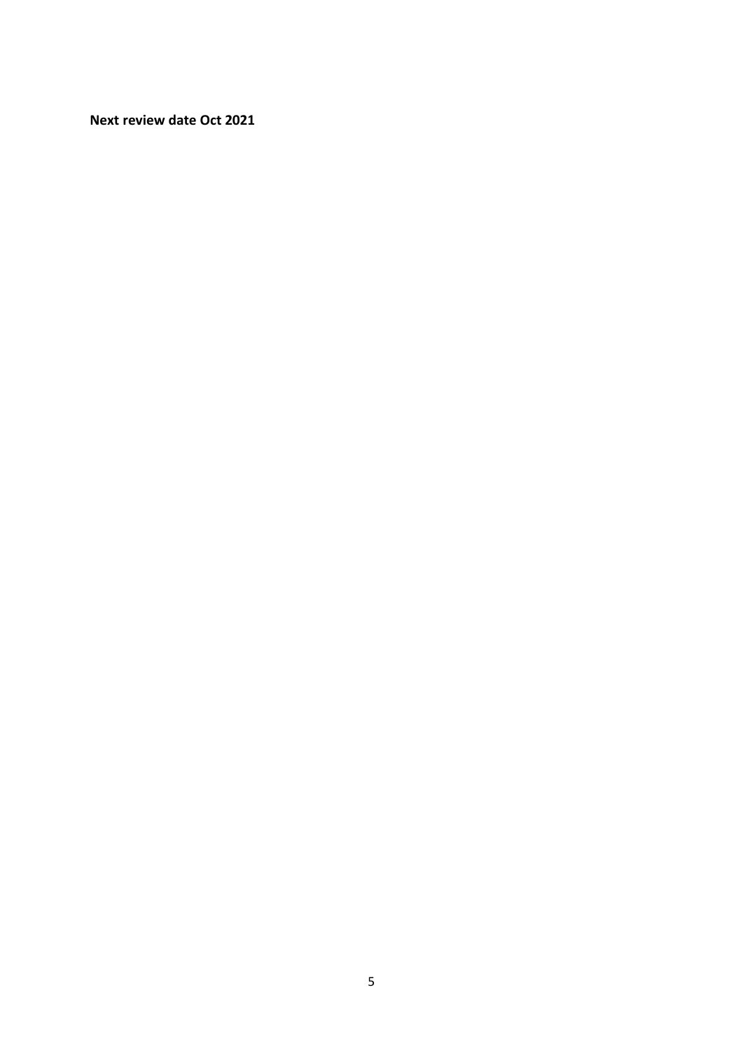**Next review date Oct 2021**